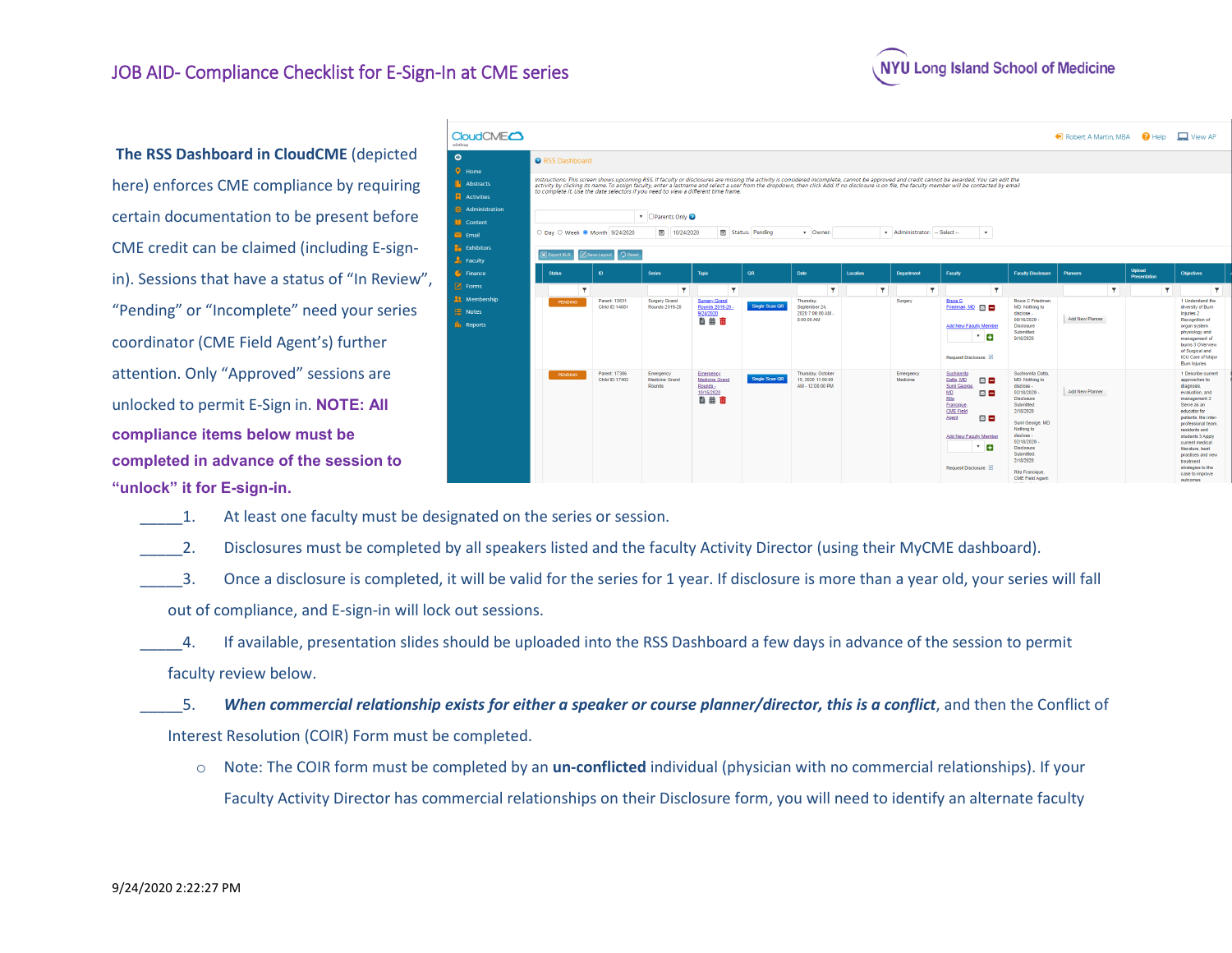# JOB AID- Compliance Checklist for E-Sign-In at CME series

**The RSS Dashboard in CloudCME** (depicted here) enforces CME compliance by requiring certain documentation to be present before CME credit can be claimed (including E-sign-in). Sessions that have a status of "In Review", "Pending" or "Incomplete" need your series coordinator (CME Field Agent's) further attention. Only "Approved" sessions are unlocked to permit E-Sign in. **NOTE: All compliance items below must be completed in advance of the session to "unlock" it for E-sign-in.**

_____1. At least one faculty must be designated on the series or session.

_____2. Disclosures must be completed by all speakers listed and the faculty Activity Director (using their MyCME dashboard).

_____3. Once a disclosure is completed, it will be valid for the series for 1 year. If disclosure is more than a year old, your series will fall out of compliance, and E-sign-in will lock out sessions.

_____4. If available, presentation slides should be uploaded into the RSS Dashboard a few days in advance of the session to permit faculty review below.

_____5. ***When commercial relationship exists for either a speaker or course planner/director, this is a conflict***, and then the Conflict of Interest Resolution (COIR) Form must be completed.

- Note: The COIR form must be completed by an **un-conflicted** individual (physician with no commercial relationships). If your Faculty Activity Director has commercial relationships on their Disclosure form, you will need to identify an alternate faculty

9/24/2020 2:22:27 PM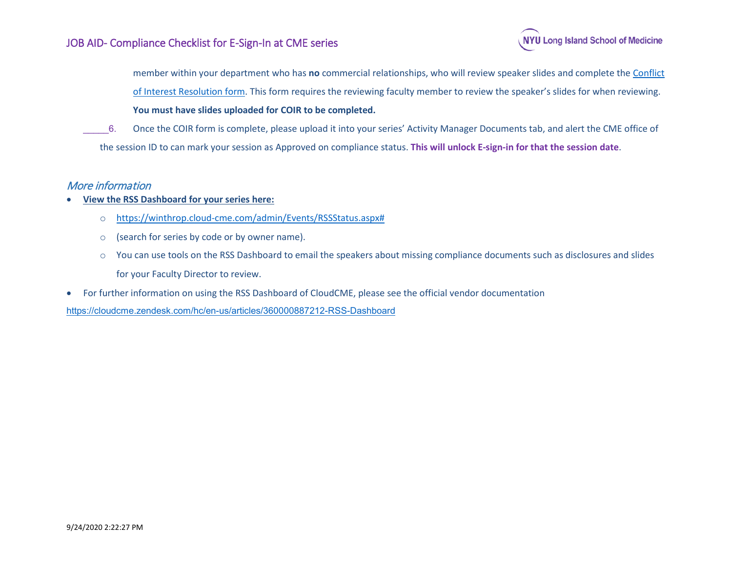member within your department who has **no** commercial relationships, who will review speaker slides and complete the [Conflict of Interest Resolution form](). This form requires the reviewing faculty member to review the speaker's slides for when reviewing. **You must have slides uploaded for COIR to be completed.**

_____6. Once the COIR form is complete, please upload it into your series' Activity Manager Documents tab, and alert the CME office of the session ID to can mark your session as Approved on compliance status. **This will unlock E-sign-in for that the session date**.

## *More information*

- **View the RSS Dashboard for your series here:**
  - https://winthrop.cloud-cme.com/admin/Events/RSSStatus.aspx#
  - (search for series by code or by owner name).
  - You can use tools on the RSS Dashboard to email the speakers about missing compliance documents such as disclosures and slides for your Faculty Director to review.
- For further information on using the RSS Dashboard of CloudCME, please see the official vendor documentation

https://cloudcme.zendesk.com/hc/en-us/articles/360000887212-RSS-Dashboard